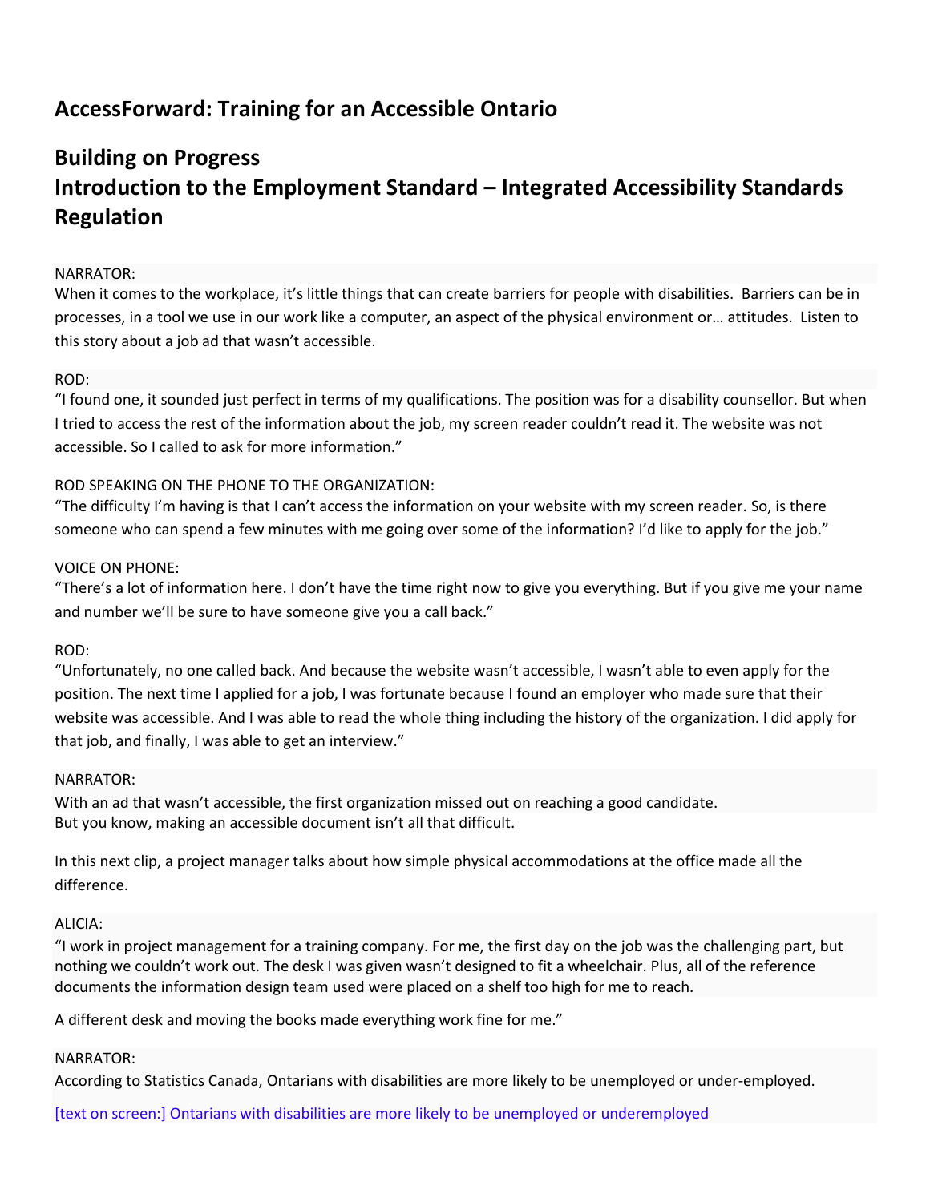# AccessForward: Training for an Accessible Ontario

## Building on Progress
## Introduction to the Employment Standard – Integrated Accessibility Standards Regulation

NARRATOR:
When it comes to the workplace, it's little things that can create barriers for people with disabilities. Barriers can be in processes, in a tool we use in our work like a computer, an aspect of the physical environment or… attitudes. Listen to this story about a job ad that wasn't accessible.

ROD:
"I found one, it sounded just perfect in terms of my qualifications. The position was for a disability counsellor. But when I tried to access the rest of the information about the job, my screen reader couldn't read it. The website was not accessible. So I called to ask for more information."

ROD SPEAKING ON THE PHONE TO THE ORGANIZATION:
"The difficulty I'm having is that I can't access the information on your website with my screen reader. So, is there someone who can spend a few minutes with me going over some of the information? I'd like to apply for the job."

VOICE ON PHONE:
"There's a lot of information here. I don't have the time right now to give you everything. But if you give me your name and number we'll be sure to have someone give you a call back."

ROD:
"Unfortunately, no one called back. And because the website wasn't accessible, I wasn't able to even apply for the position. The next time I applied for a job, I was fortunate because I found an employer who made sure that their website was accessible. And I was able to read the whole thing including the history of the organization. I did apply for that job, and finally, I was able to get an interview."

NARRATOR:
With an ad that wasn't accessible, the first organization missed out on reaching a good candidate.
But you know, making an accessible document isn't all that difficult.

In this next clip, a project manager talks about how simple physical accommodations at the office made all the difference.

ALICIA:
"I work in project management for a training company. For me, the first day on the job was the challenging part, but nothing we couldn't work out. The desk I was given wasn't designed to fit a wheelchair. Plus, all of the reference documents the information design team used were placed on a shelf too high for me to reach.

A different desk and moving the books made everything work fine for me."

NARRATOR:
According to Statistics Canada, Ontarians with disabilities are more likely to be unemployed or under-employed.

[text on screen:] Ontarians with disabilities are more likely to be unemployed or underemployed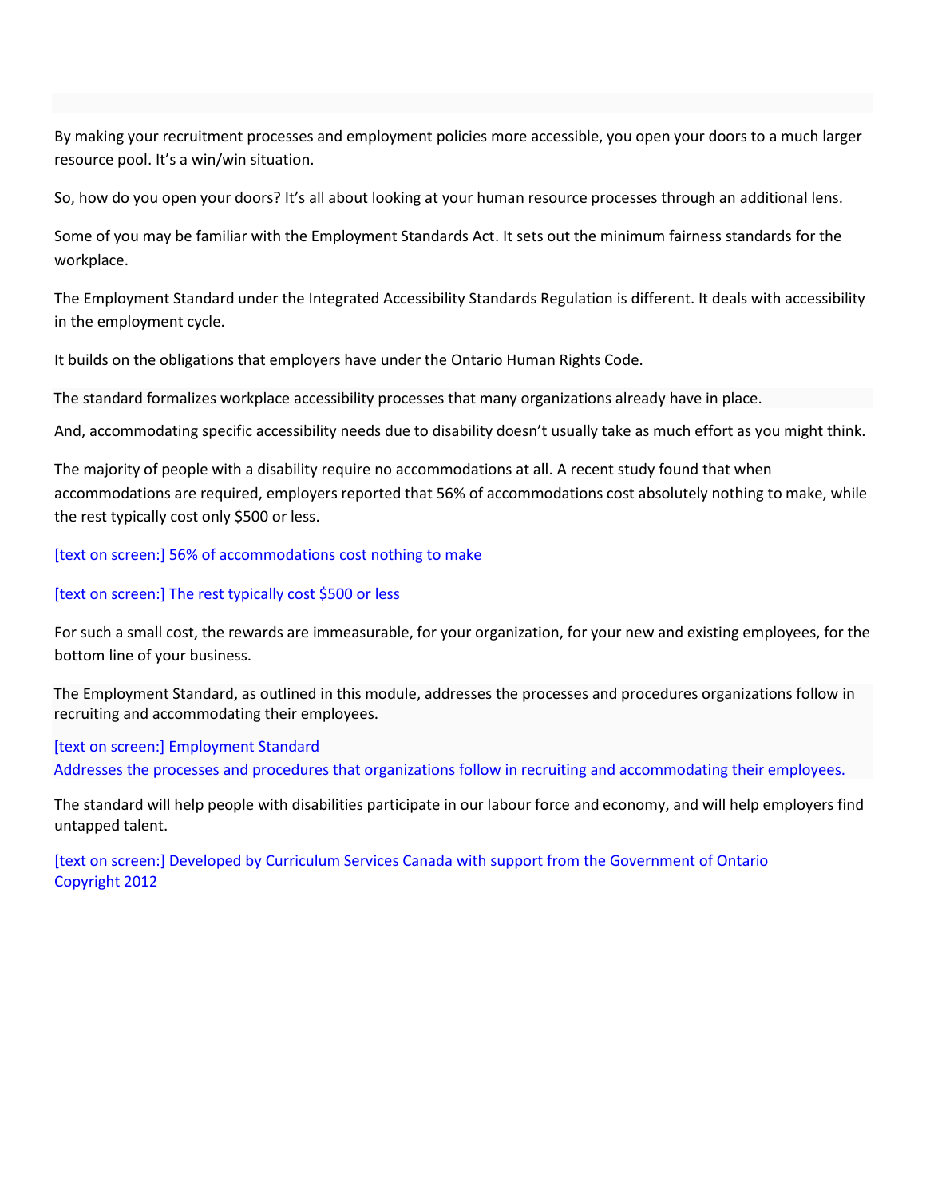By making your recruitment processes and employment policies more accessible, you open your doors to a much larger resource pool. It's a win/win situation.

So, how do you open your doors? It's all about looking at your human resource processes through an additional lens.

Some of you may be familiar with the Employment Standards Act. It sets out the minimum fairness standards for the workplace.

The Employment Standard under the Integrated Accessibility Standards Regulation is different. It deals with accessibility in the employment cycle.

It builds on the obligations that employers have under the Ontario Human Rights Code.

The standard formalizes workplace accessibility processes that many organizations already have in place.

And, accommodating specific accessibility needs due to disability doesn't usually take as much effort as you might think.

The majority of people with a disability require no accommodations at all. A recent study found that when accommodations are required, employers reported that 56% of accommodations cost absolutely nothing to make, while the rest typically cost only $500 or less.

[text on screen:] 56% of accommodations cost nothing to make

[text on screen:] The rest typically cost $500 or less

For such a small cost, the rewards are immeasurable, for your organization, for your new and existing employees, for the bottom line of your business.

The Employment Standard, as outlined in this module, addresses the processes and procedures organizations follow in recruiting and accommodating their employees.

[text on screen:] Employment Standard
Addresses the processes and procedures that organizations follow in recruiting and accommodating their employees.

The standard will help people with disabilities participate in our labour force and economy, and will help employers find untapped talent.

[text on screen:] Developed by Curriculum Services Canada with support from the Government of Ontario
Copyright 2012